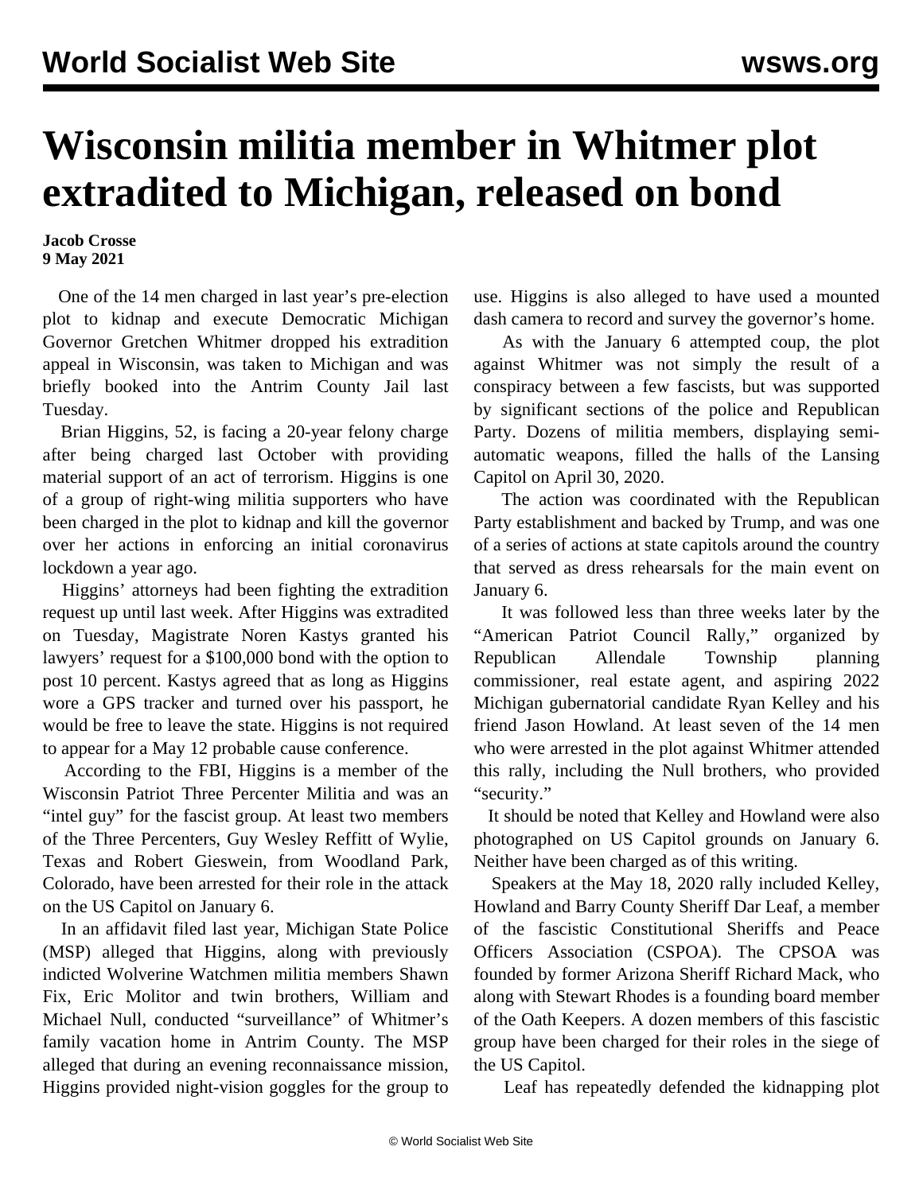# Wisconsin militia member in Whitmer plot extradited to Michigan, released on bond

**Jacob Crosse**
**9 May 2021**

One of the 14 men charged in last year's pre-election plot to kidnap and execute Democratic Michigan Governor Gretchen Whitmer dropped his extradition appeal in Wisconsin, was taken to Michigan and was briefly booked into the Antrim County Jail last Tuesday.

Brian Higgins, 52, is facing a 20-year felony charge after being charged last October with providing material support of an act of terrorism. Higgins is one of a group of right-wing militia supporters who have been charged in the plot to kidnap and kill the governor over her actions in enforcing an initial coronavirus lockdown a year ago.

Higgins' attorneys had been fighting the extradition request up until last week. After Higgins was extradited on Tuesday, Magistrate Noren Kastys granted his lawyers' request for a $100,000 bond with the option to post 10 percent. Kastys agreed that as long as Higgins wore a GPS tracker and turned over his passport, he would be free to leave the state. Higgins is not required to appear for a May 12 probable cause conference.

According to the FBI, Higgins is a member of the Wisconsin Patriot Three Percenter Militia and was an "intel guy" for the fascist group. At least two members of the Three Percenters, Guy Wesley Reffitt of Wylie, Texas and Robert Gieswein, from Woodland Park, Colorado, have been arrested for their role in the attack on the US Capitol on January 6.

In an affidavit filed last year, Michigan State Police (MSP) alleged that Higgins, along with previously indicted Wolverine Watchmen militia members Shawn Fix, Eric Molitor and twin brothers, William and Michael Null, conducted "surveillance" of Whitmer's family vacation home in Antrim County. The MSP alleged that during an evening reconnaissance mission, Higgins provided night-vision goggles for the group to use. Higgins is also alleged to have used a mounted dash camera to record and survey the governor's home.

As with the January 6 attempted coup, the plot against Whitmer was not simply the result of a conspiracy between a few fascists, but was supported by significant sections of the police and Republican Party. Dozens of militia members, displaying semi-automatic weapons, filled the halls of the Lansing Capitol on April 30, 2020.

The action was coordinated with the Republican Party establishment and backed by Trump, and was one of a series of actions at state capitols around the country that served as dress rehearsals for the main event on January 6.

It was followed less than three weeks later by the "American Patriot Council Rally," organized by Republican Allendale Township planning commissioner, real estate agent, and aspiring 2022 Michigan gubernatorial candidate Ryan Kelley and his friend Jason Howland. At least seven of the 14 men who were arrested in the plot against Whitmer attended this rally, including the Null brothers, who provided "security."

It should be noted that Kelley and Howland were also photographed on US Capitol grounds on January 6. Neither have been charged as of this writing.

Speakers at the May 18, 2020 rally included Kelley, Howland and Barry County Sheriff Dar Leaf, a member of the fascistic Constitutional Sheriffs and Peace Officers Association (CSPOA). The CPSOA was founded by former Arizona Sheriff Richard Mack, who along with Stewart Rhodes is a founding board member of the Oath Keepers. A dozen members of this fascistic group have been charged for their roles in the siege of the US Capitol.

Leaf has repeatedly defended the kidnapping plot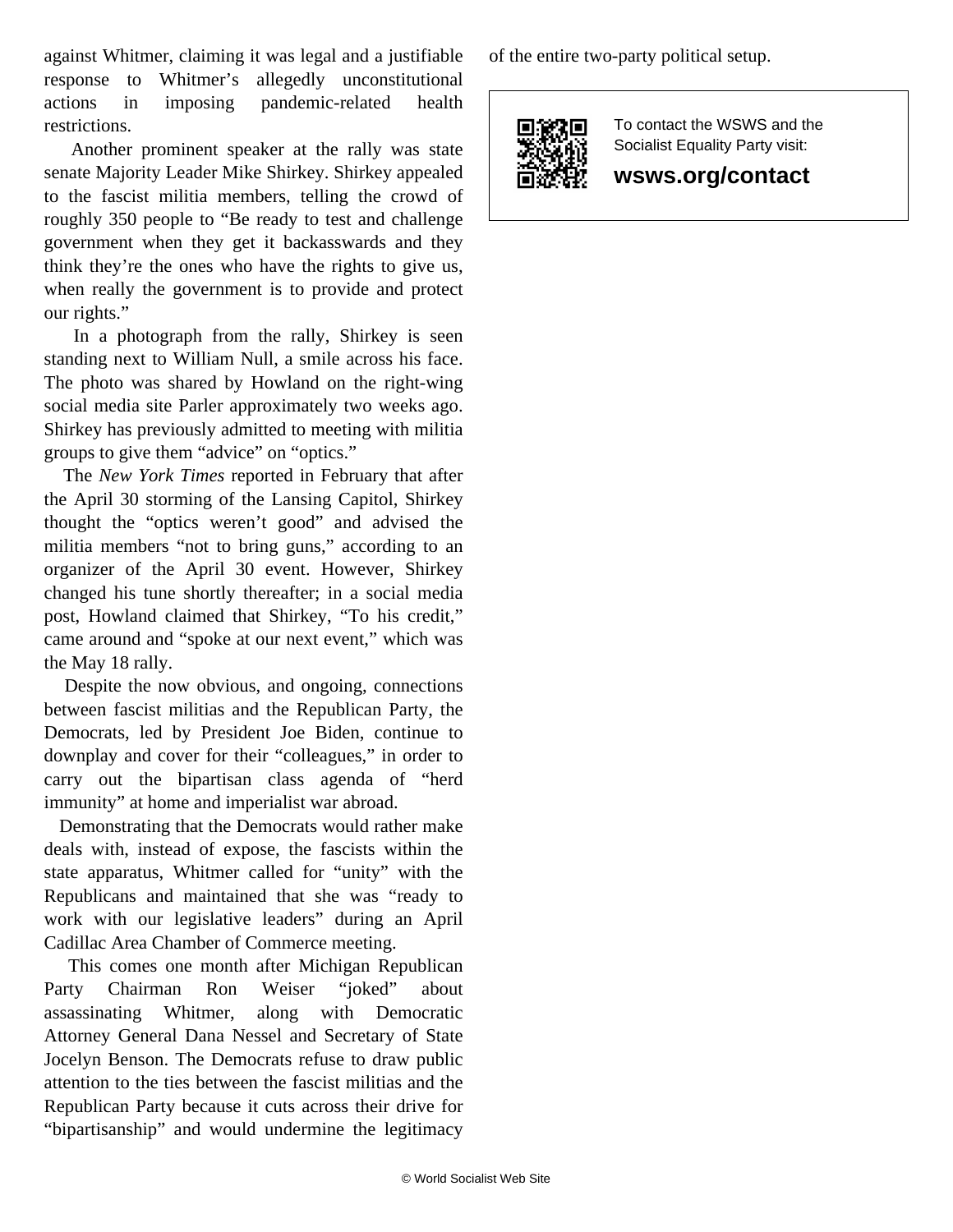against Whitmer, claiming it was legal and a justifiable response to Whitmer's allegedly unconstitutional actions in imposing pandemic-related health restrictions.

Another prominent speaker at the rally was state senate Majority Leader Mike Shirkey. Shirkey appealed to the fascist militia members, telling the crowd of roughly 350 people to "Be ready to test and challenge government when they get it backasswards and they think they're the ones who have the rights to give us, when really the government is to provide and protect our rights."

In a photograph from the rally, Shirkey is seen standing next to William Null, a smile across his face. The photo was shared by Howland on the right-wing social media site Parler approximately two weeks ago. Shirkey has previously admitted to meeting with militia groups to give them "advice" on "optics."

The *New York Times* reported in February that after the April 30 storming of the Lansing Capitol, Shirkey thought the "optics weren't good" and advised the militia members "not to bring guns," according to an organizer of the April 30 event. However, Shirkey changed his tune shortly thereafter; in a social media post, Howland claimed that Shirkey, "To his credit," came around and "spoke at our next event," which was the May 18 rally.

Despite the now obvious, and ongoing, connections between fascist militias and the Republican Party, the Democrats, led by President Joe Biden, continue to downplay and cover for their "colleagues," in order to carry out the bipartisan class agenda of "herd immunity" at home and imperialist war abroad.

Demonstrating that the Democrats would rather make deals with, instead of expose, the fascists within the state apparatus, Whitmer called for "unity" with the Republicans and maintained that she was "ready to work with our legislative leaders" during an April Cadillac Area Chamber of Commerce meeting.

This comes one month after Michigan Republican Party Chairman Ron Weiser "joked" about assassinating Whitmer, along with Democratic Attorney General Dana Nessel and Secretary of State Jocelyn Benson. The Democrats refuse to draw public attention to the ties between the fascist militias and the Republican Party because it cuts across their drive for "bipartisanship" and would undermine the legitimacy of the entire two-party political setup.

To contact the WSWS and the Socialist Equality Party visit:

**wsws.org/contact**

© World Socialist Web Site